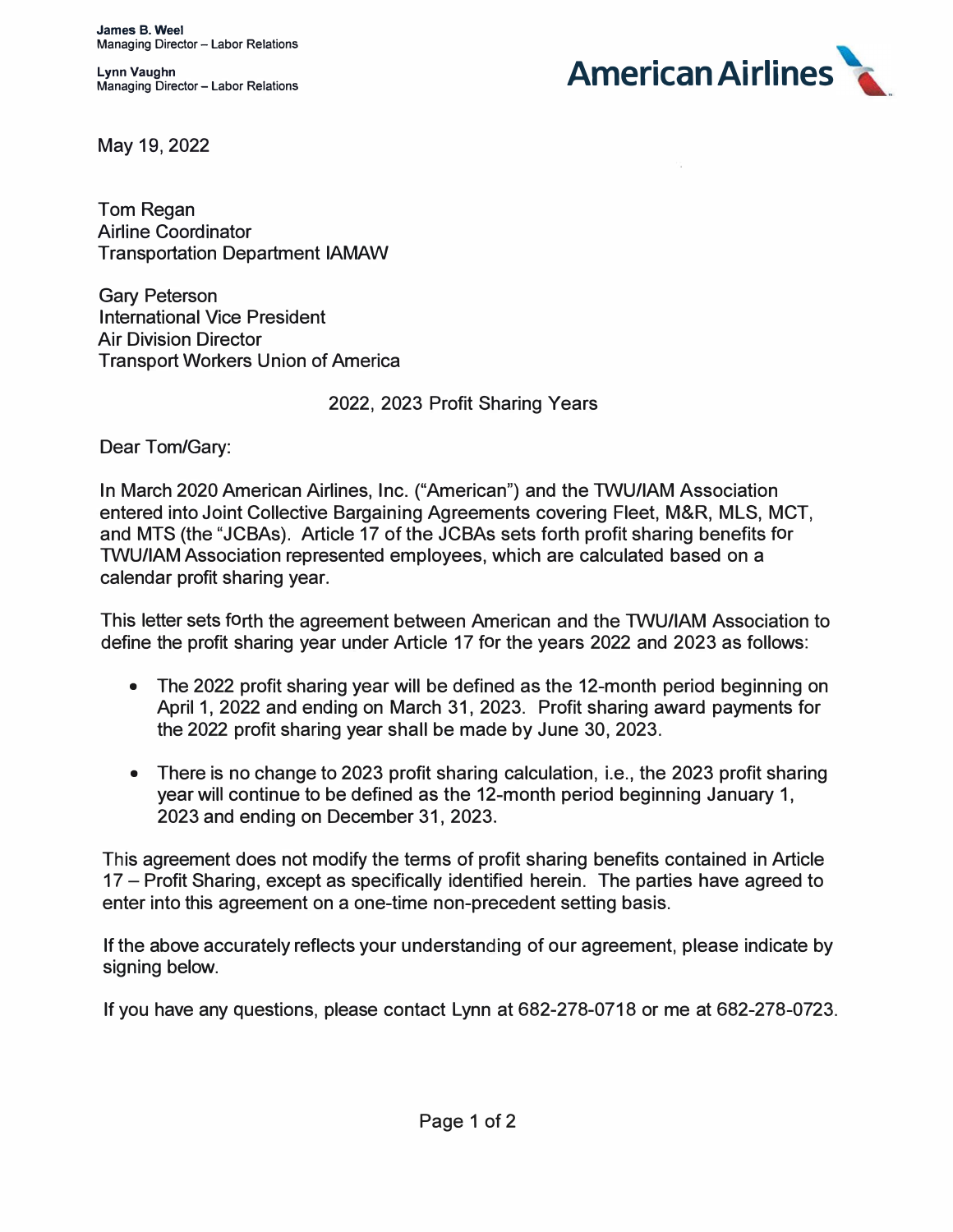**James B. Weel**
Managing Director – Labor Relations

**Lynn Vaughn**
Managing Director – Labor Relations

American Airlines

May 19, 2022

Tom Regan
Airline Coordinator
Transportation Department IAMAW

Gary Peterson
International Vice President
Air Division Director
Transport Workers Union of America

2022, 2023 Profit Sharing Years

Dear Tom/Gary:

In March 2020 American Airlines, Inc. ("American") and the TWU/IAM Association entered into Joint Collective Bargaining Agreements covering Fleet, M&R, MLS, MCT, and MTS (the "JCBAs). Article 17 of the JCBAs sets forth profit sharing benefits for TWU/IAM Association represented employees, which are calculated based on a calendar profit sharing year.

This letter sets forth the agreement between American and the TWU/IAM Association to define the profit sharing year under Article 17 for the years 2022 and 2023 as follows:

- The 2022 profit sharing year will be defined as the 12-month period beginning on April 1, 2022 and ending on March 31, 2023. Profit sharing award payments for the 2022 profit sharing year shall be made by June 30, 2023.
- There is no change to 2023 profit sharing calculation, i.e., the 2023 profit sharing year will continue to be defined as the 12-month period beginning January 1, 2023 and ending on December 31, 2023.

This agreement does not modify the terms of profit sharing benefits contained in Article 17 – Profit Sharing, except as specifically identified herein. The parties have agreed to enter into this agreement on a one-time non-precedent setting basis.

If the above accurately reflects your understanding of our agreement, please indicate by signing below.

If you have any questions, please contact Lynn at 682-278-0718 or me at 682-278-0723.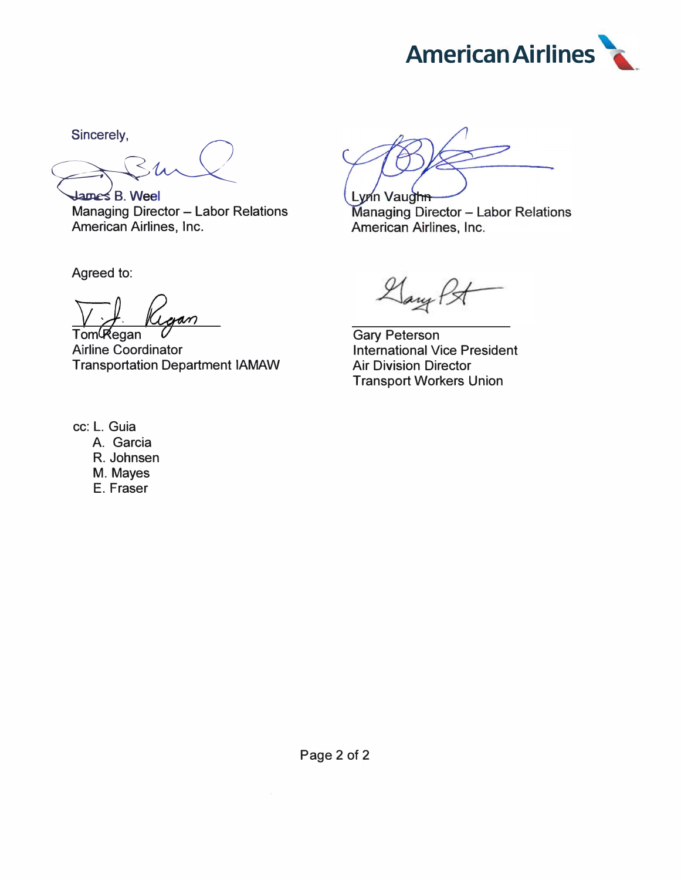Sincerely,

James B. Weel  
Managing Director – Labor Relations  
American Airlines, Inc.

Lynn Vaughn  
Managing Director – Labor Relations  
American Airlines, Inc.

Agreed to:

Tom Regan  
Airline Coordinator  
Transportation Department IAMAW

Gary Peterson  
International Vice President  
Air Division Director  
Transport Workers Union

cc: L. Guia  
A. Garcia  
R. Johnsen  
M. Mayes  
E. Fraser